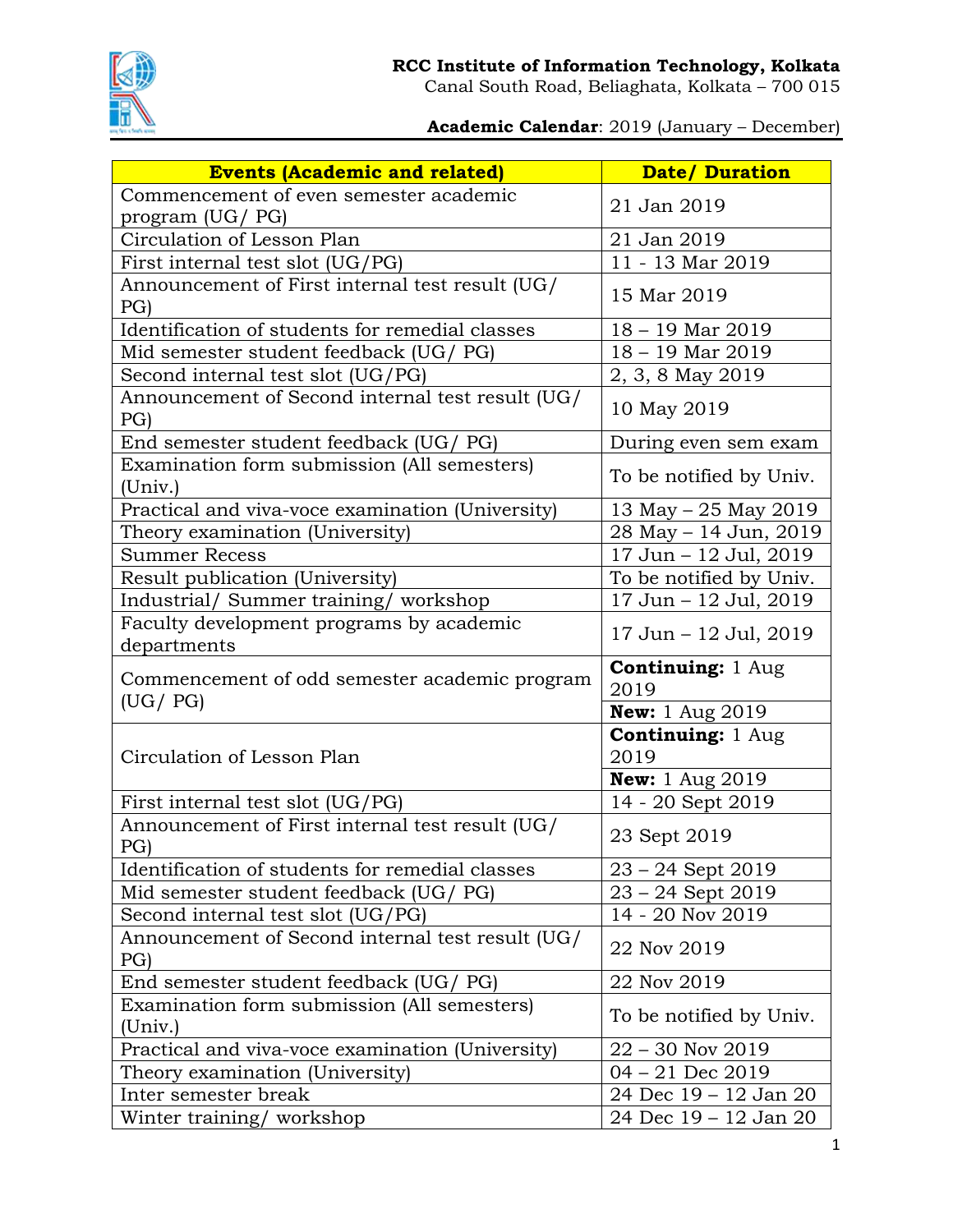**RCC Institute of Information Technology, Kolkata**
Canal South Road, Beliaghata, Kolkata – 700 015

**Academic Calendar**: 2019 (January – December)

| Events (Academic and related) | Date/ Duration |
|---|---|
| Commencement of even semester academic program (UG/ PG) | 21 Jan 2019 |
| Circulation of Lesson Plan | 21 Jan 2019 |
| First internal test slot (UG/PG) | 11 - 13 Mar 2019 |
| Announcement of First internal test result (UG/ PG) | 15 Mar 2019 |
| Identification of students for remedial classes | 18 – 19 Mar 2019 |
| Mid semester student feedback (UG/ PG) | 18 – 19 Mar 2019 |
| Second internal test slot (UG/PG) | 2, 3, 8 May 2019 |
| Announcement of Second internal test result (UG/ PG) | 10 May 2019 |
| End semester student feedback (UG/ PG) | During even sem exam |
| Examination form submission (All semesters) (Univ.) | To be notified by Univ. |
| Practical and viva-voce examination (University) | 13 May – 25 May 2019 |
| Theory examination (University) | 28 May – 14 Jun, 2019 |
| Summer Recess | 17 Jun – 12 Jul, 2019 |
| Result publication (University) | To be notified by Univ. |
| Industrial/ Summer training/ workshop | 17 Jun – 12 Jul, 2019 |
| Faculty development programs by academic departments | 17 Jun – 12 Jul, 2019 |
| Commencement of odd semester academic program (UG/ PG) | **Continuing:** 1 Aug 2019 |
| | **New:** 1 Aug 2019 |
| Circulation of Lesson Plan | **Continuing:** 1 Aug 2019 |
| | **New:** 1 Aug 2019 |
| First internal test slot (UG/PG) | 14 - 20 Sept 2019 |
| Announcement of First internal test result (UG/ PG) | 23 Sept 2019 |
| Identification of students for remedial classes | 23 – 24 Sept 2019 |
| Mid semester student feedback (UG/ PG) | 23 – 24 Sept 2019 |
| Second internal test slot (UG/PG) | 14 - 20 Nov 2019 |
| Announcement of Second internal test result (UG/ PG) | 22 Nov 2019 |
| End semester student feedback (UG/ PG) | 22 Nov 2019 |
| Examination form submission (All semesters) (Univ.) | To be notified by Univ. |
| Practical and viva-voce examination (University) | 22 – 30 Nov 2019 |
| Theory examination (University) | 04 – 21 Dec 2019 |
| Inter semester break | 24 Dec 19 – 12 Jan 20 |
| Winter training/ workshop | 24 Dec 19 – 12 Jan 20 |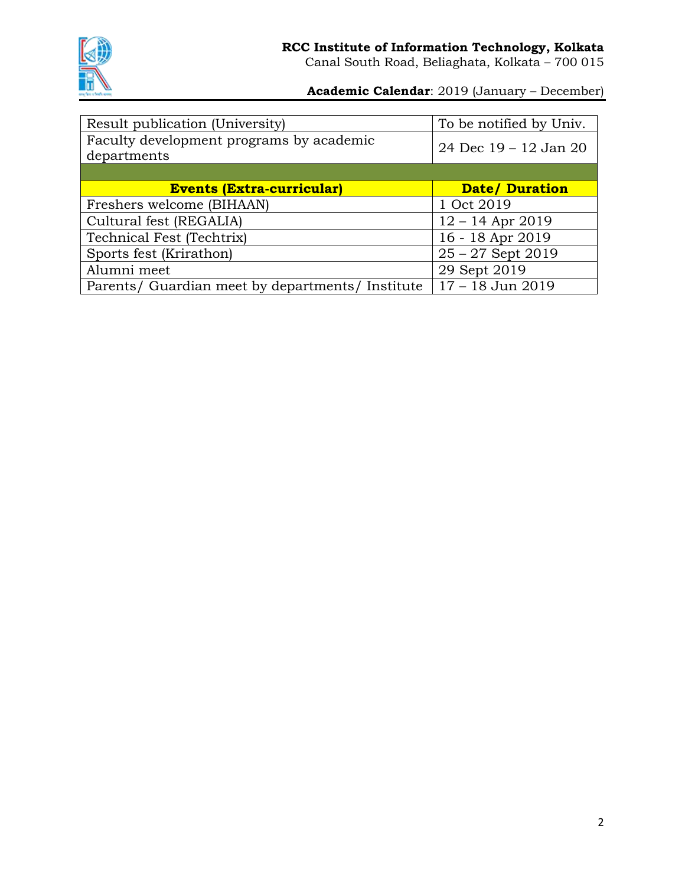| | |
|---|---|
| Result publication (University) | To be notified by Univ. |
| Faculty development programs by academic departments | 24 Dec 19 – 12 Jan 20 |
| | |
| **Events (Extra-curricular)** | **Date/ Duration** |
| Freshers welcome (BIHAAN) | 1 Oct 2019 |
| Cultural fest (REGALIA) | 12 – 14 Apr 2019 |
| Technical Fest (Techtrix) | 16 - 18 Apr 2019 |
| Sports fest (Krirathon) | 25 – 27 Sept 2019 |
| Alumni meet | 29 Sept 2019 |
| Parents/ Guardian meet by departments/ Institute | 17 – 18 Jun 2019 |